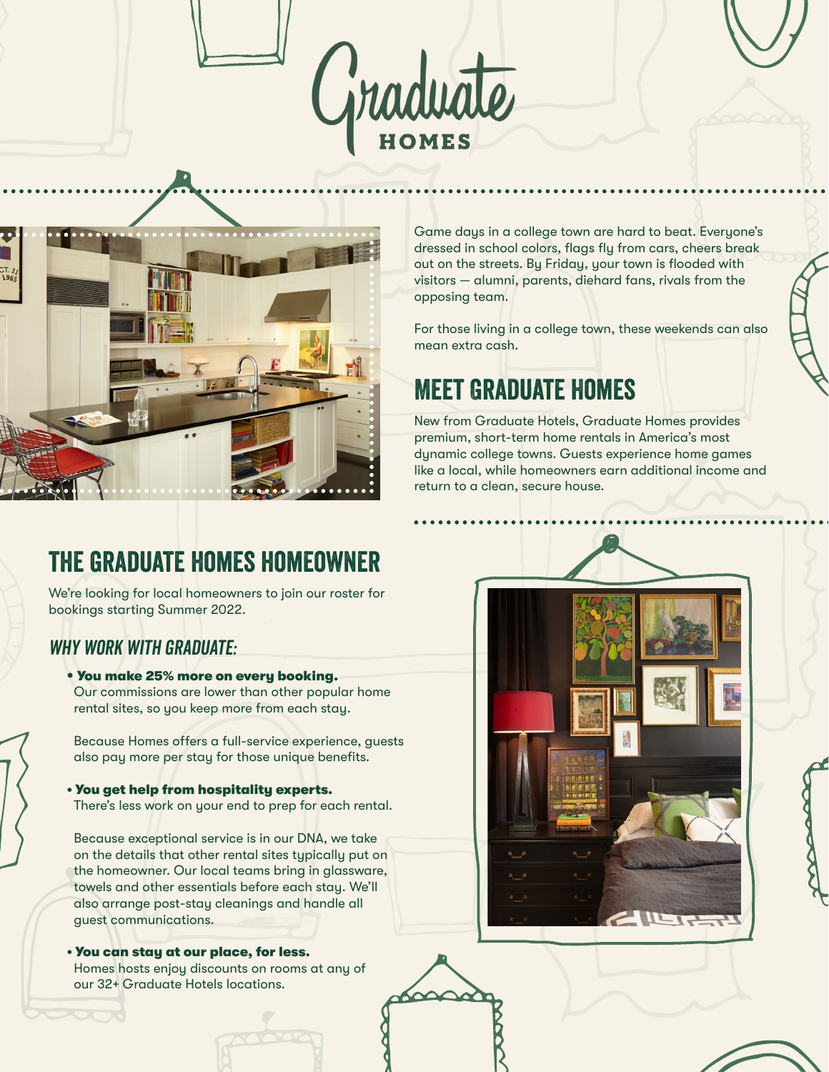# Graduate HOMES

Game days in a college town are hard to beat. Everyone's dressed in school colors, flags fly from cars, cheers break out on the streets. By Friday, your town is flooded with visitors — alumni, parents, diehard fans, rivals from the opposing team.

For those living in a college town, these weekends can also mean extra cash.

## MEET GRADUATE HOMES

New from Graduate Hotels, Graduate Homes provides premium, short-term home rentals in America's most dynamic college towns. Guests experience home games like a local, while homeowners earn additional income and return to a clean, secure house.

## THE GRADUATE HOMES HOMEOWNER

We're looking for local homeowners to join our roster for bookings starting Summer 2022.

### *WHY WORK WITH GRADUATE:*

- ***You make 25% more on every booking.***
  Our commissions are lower than other popular home rental sites, so you keep more from each stay.

  Because Homes offers a full-service experience, guests also pay more per stay for those unique benefits.

- ***You get help from hospitality experts.***
  There's less work on your end to prep for each rental.

  Because exceptional service is in our DNA, we take on the details that other rental sites typically put on the homeowner. Our local teams bring in glassware, towels and other essentials before each stay. We'll also arrange post-stay cleanings and handle all guest communications.

- ***You can stay at our place, for less.***
  Homes hosts enjoy discounts on rooms at any of our 32+ Graduate Hotels locations.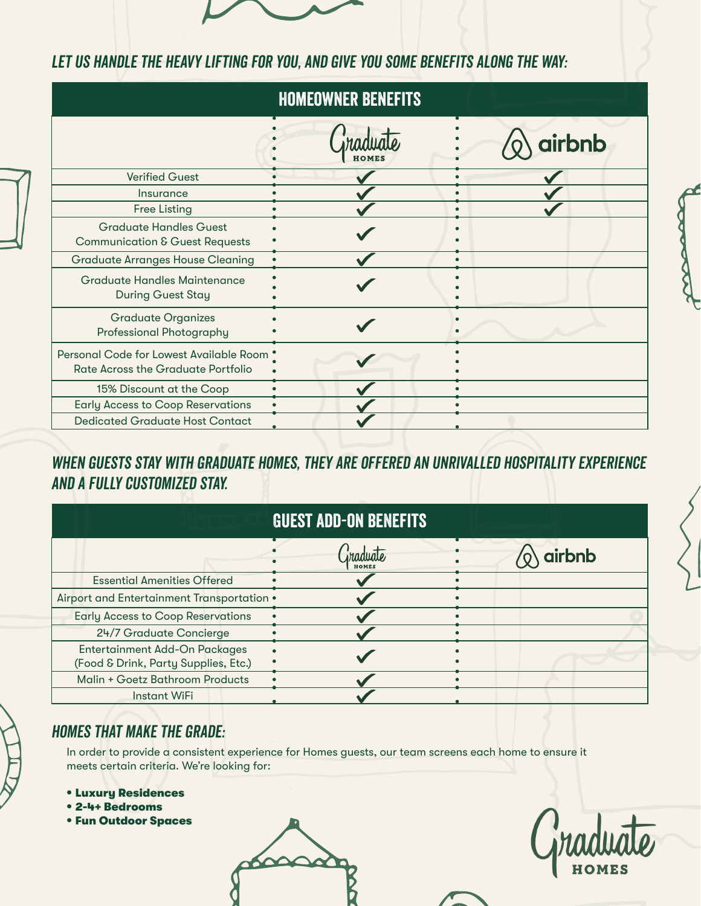## LET US HANDLE THE HEAVY LIFTING FOR YOU, AND GIVE YOU SOME BENEFITS ALONG THE WAY:

| HOMEOWNER BENEFITS | Graduate HOMES | airbnb |
|---|---|---|
| Verified Guest | ✓ | ✓ |
| Insurance | ✓ | ✓ |
| Free Listing | ✓ | ✓ |
| Graduate Handles Guest Communication & Guest Requests | ✓ | |
| Graduate Arranges House Cleaning | ✓ | |
| Graduate Handles Maintenance During Guest Stay | ✓ | |
| Graduate Organizes Professional Photography | ✓ | |
| Personal Code for Lowest Available Room Rate Across the Graduate Portfolio | ✓ | |
| 15% Discount at the Coop | ✓ | |
| Early Access to Coop Reservations | ✓ | |
| Dedicated Graduate Host Contact | ✓ | |

## WHEN GUESTS STAY WITH GRADUATE HOMES, THEY ARE OFFERED AN UNRIVALLED HOSPITALITY EXPERIENCE AND A FULLY CUSTOMIZED STAY.

| GUEST ADD-ON BENEFITS | Graduate HOMES | airbnb |
|---|---|---|
| Essential Amenities Offered | ✓ | |
| Airport and Entertainment Transportation | ✓ | |
| Early Access to Coop Reservations | ✓ | |
| 24/7 Graduate Concierge | ✓ | |
| Entertainment Add-On Packages (Food & Drink, Party Supplies, Etc.) | ✓ | |
| Malin + Goetz Bathroom Products | ✓ | |
| Instant WiFi | ✓ | |

## HOMES THAT MAKE THE GRADE:

In order to provide a consistent experience for Homes guests, our team screens each home to ensure it meets certain criteria. We're looking for:

- **Luxury Residences**
- **2-4+ Bedrooms**
- **Fun Outdoor Spaces**

Graduate HOMES